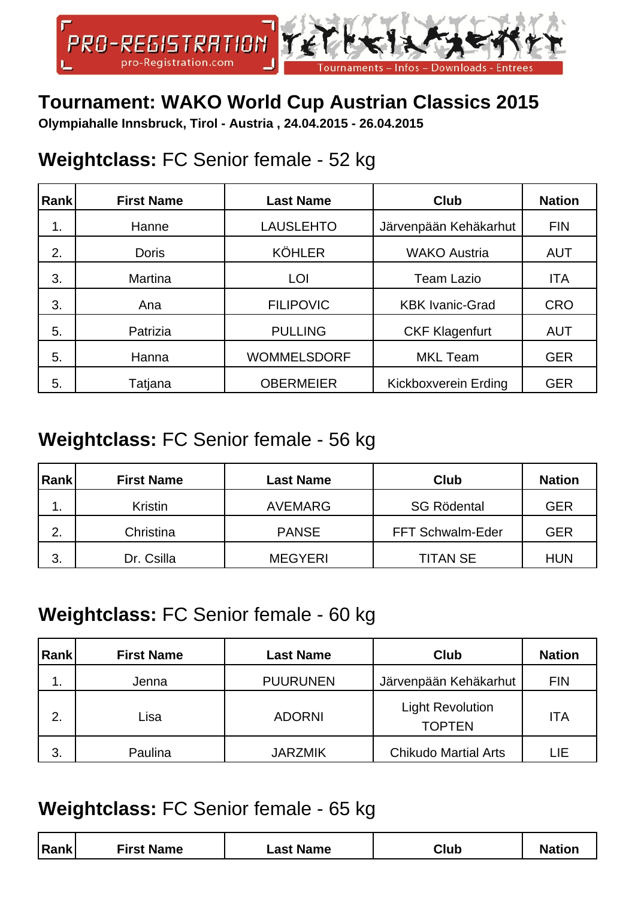# Tournament: WAKO World Cup Austrian Classics 2015

**Olympiahalle Innsbruck, Tirol - Austria , 24.04.2015 - 26.04.2015**

## **Weightclass:** FC Senior female - 52 kg

| Rank | First Name | Last Name | Club | Nation |
|---|---|---|---|---|
| 1. | Hanne | LAUSLEHTO | Järvenpään Kehäkarhut | FIN |
| 2. | Doris | KÖHLER | WAKO Austria | AUT |
| 3. | Martina | LOI | Team Lazio | ITA |
| 3. | Ana | FILIPOVIC | KBK Ivanic-Grad | CRO |
| 5. | Patrizia | PULLING | CKF Klagenfurt | AUT |
| 5. | Hanna | WOMMELSDORF | MKL Team | GER |
| 5. | Tatjana | OBERMEIER | Kickboxverein Erding | GER |

## **Weightclass:** FC Senior female - 56 kg

| Rank | First Name | Last Name | Club | Nation |
|---|---|---|---|---|
| 1. | Kristin | AVEMARG | SG Rödental | GER |
| 2. | Christina | PANSE | FFT Schwalm-Eder | GER |
| 3. | Dr. Csilla | MEGYERI | TITAN SE | HUN |

## **Weightclass:** FC Senior female - 60 kg

| Rank | First Name | Last Name | Club | Nation |
|---|---|---|---|---|
| 1. | Jenna | PUURUNEN | Järvenpään Kehäkarhut | FIN |
| 2. | Lisa | ADORNI | Light Revolution TOPTEN | ITA |
| 3. | Paulina | JARZMIK | Chikudo Martial Arts | LIE |

## **Weightclass:** FC Senior female - 65 kg

| Rank | First Name | Last Name | Club | Nation |
|---|---|---|---|---|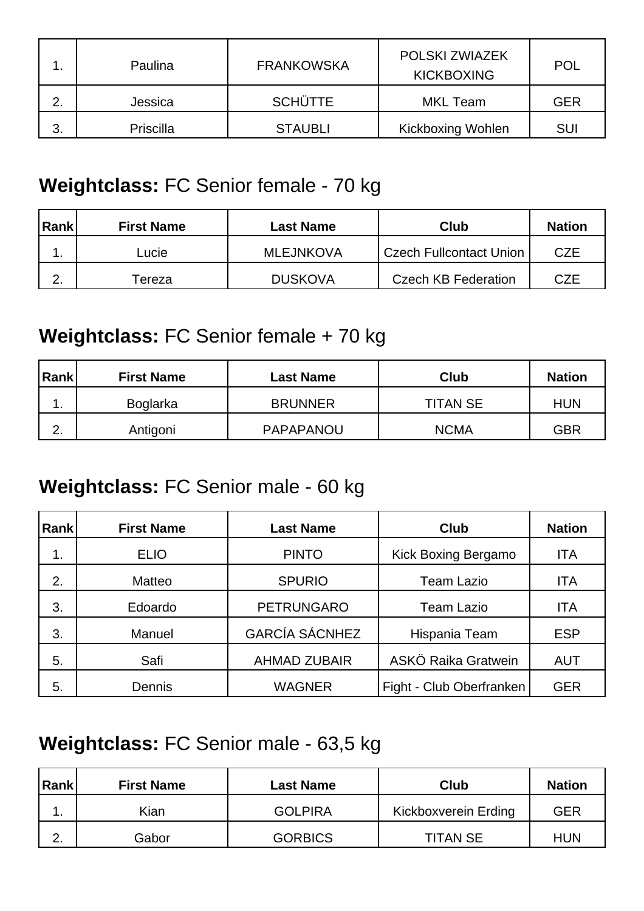| | | | | |
|---|---|---|---|---|
| 1. | Paulina | FRANKOWSKA | POLSKI ZWIAZEK KICKBOXING | POL |
| 2. | Jessica | SCHÜTTE | MKL Team | GER |
| 3. | Priscilla | STAUBLI | Kickboxing Wohlen | SUI |

## **Weightclass:** FC Senior female - 70 kg

| Rank | First Name | Last Name | Club | Nation |
|---|---|---|---|---|
| 1. | Lucie | MLEJNKOVA | Czech Fullcontact Union | CZE |
| 2. | Tereza | DUSKOVA | Czech KB Federation | CZE |

## **Weightclass:** FC Senior female + 70 kg

| Rank | First Name | Last Name | Club | Nation |
|---|---|---|---|---|
| 1. | Boglarka | BRUNNER | TITAN SE | HUN |
| 2. | Antigoni | PAPAPANOU | NCMA | GBR |

## **Weightclass:** FC Senior male - 60 kg

| Rank | First Name | Last Name | Club | Nation |
|---|---|---|---|---|
| 1. | ELIO | PINTO | Kick Boxing Bergamo | ITA |
| 2. | Matteo | SPURIO | Team Lazio | ITA |
| 3. | Edoardo | PETRUNGARO | Team Lazio | ITA |
| 3. | Manuel | GARCÍA SÁCNHEZ | Hispania Team | ESP |
| 5. | Safi | AHMAD ZUBAIR | ASKÖ Raika Gratwein | AUT |
| 5. | Dennis | WAGNER | Fight - Club Oberfranken | GER |

## **Weightclass:** FC Senior male - 63,5 kg

| Rank | First Name | Last Name | Club | Nation |
|---|---|---|---|---|
| 1. | Kian | GOLPIRA | Kickboxverein Erding | GER |
| 2. | Gabor | GORBICS | TITAN SE | HUN |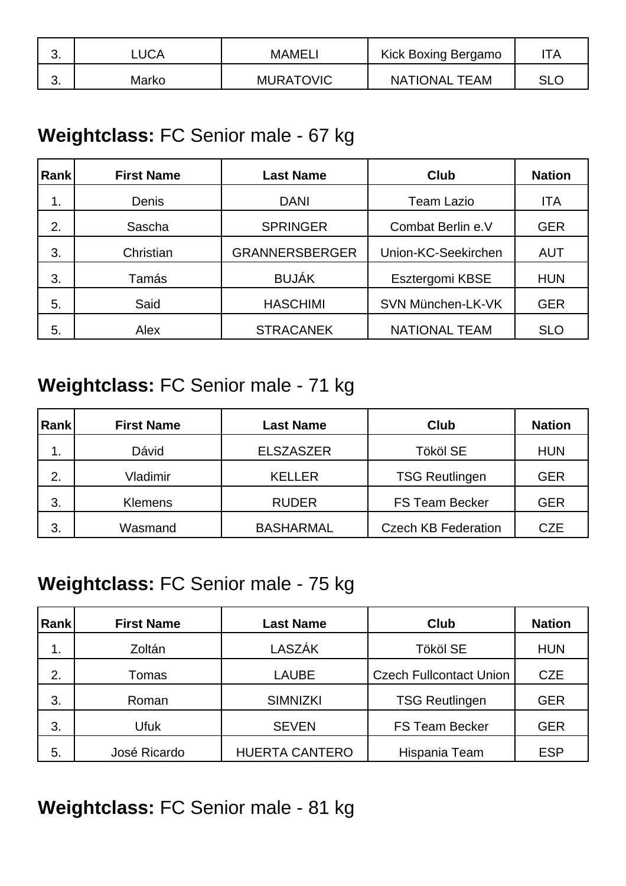| 3. | LUCA | MAMELI | Kick Boxing Bergamo | ITA |
|---|---|---|---|---|
| 3. | Marko | MURATOVIC | NATIONAL TEAM | SLO |

**Weightclass:** FC Senior male - 67 kg

| Rank | First Name | Last Name | Club | Nation |
|---|---|---|---|---|
| 1. | Denis | DANI | Team Lazio | ITA |
| 2. | Sascha | SPRINGER | Combat Berlin e.V | GER |
| 3. | Christian | GRANNERSBERGER | Union-KC-Seekirchen | AUT |
| 3. | Tamás | BUJÁK | Esztergomi KBSE | HUN |
| 5. | Said | HASCHIMI | SVN München-LK-VK | GER |
| 5. | Alex | STRACANEK | NATIONAL TEAM | SLO |

**Weightclass:** FC Senior male - 71 kg

| Rank | First Name | Last Name | Club | Nation |
|---|---|---|---|---|
| 1. | Dávid | ELSZASZER | Tököl SE | HUN |
| 2. | Vladimir | KELLER | TSG Reutlingen | GER |
| 3. | Klemens | RUDER | FS Team Becker | GER |
| 3. | Wasmand | BASHARMAL | Czech KB Federation | CZE |

**Weightclass:** FC Senior male - 75 kg

| Rank | First Name | Last Name | Club | Nation |
|---|---|---|---|---|
| 1. | Zoltán | LASZÁK | Tököl SE | HUN |
| 2. | Tomas | LAUBE | Czech Fullcontact Union | CZE |
| 3. | Roman | SIMNIZKI | TSG Reutlingen | GER |
| 3. | Ufuk | SEVEN | FS Team Becker | GER |
| 5. | José Ricardo | HUERTA CANTERO | Hispania Team | ESP |

**Weightclass:** FC Senior male - 81 kg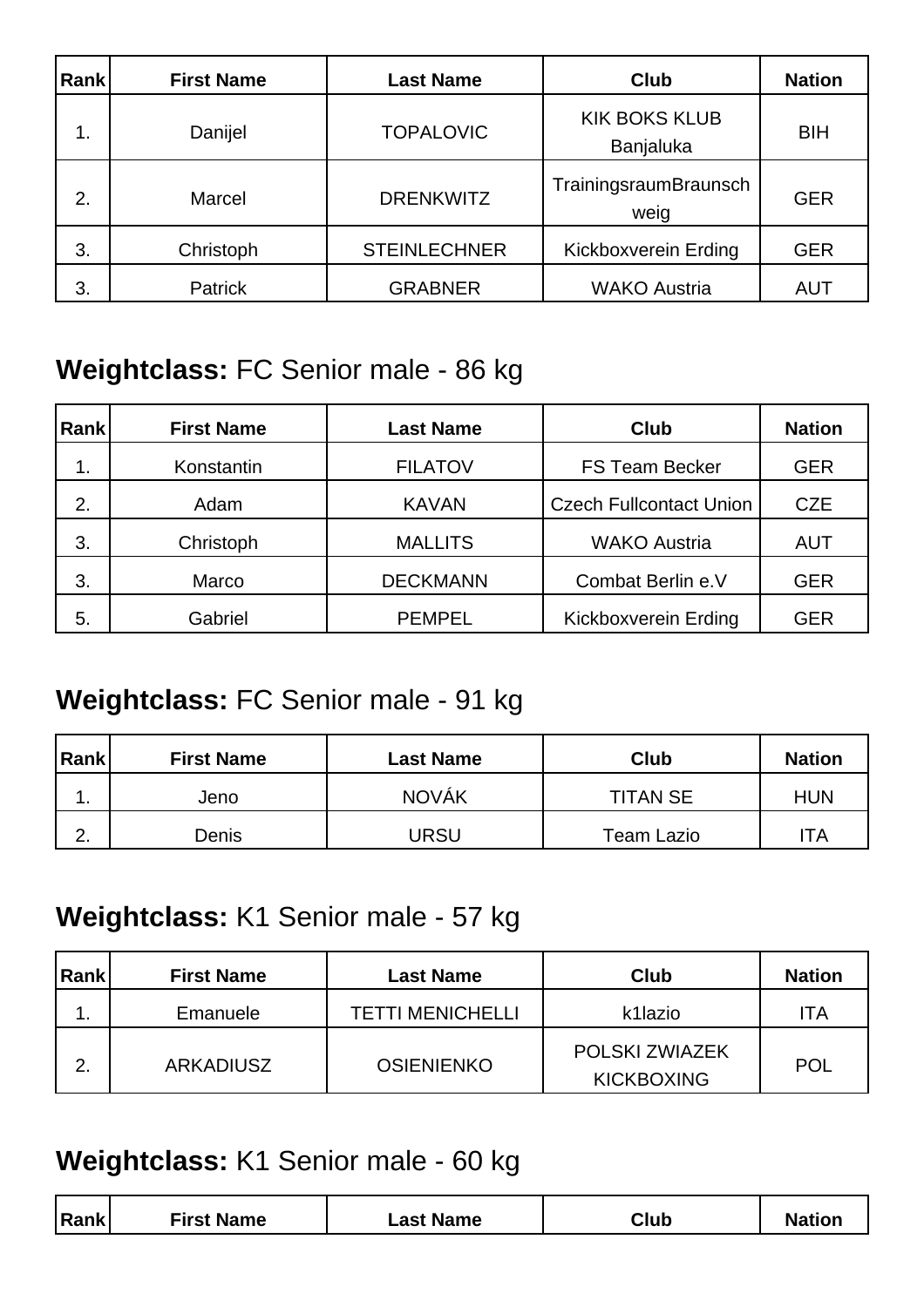| Rank | First Name | Last Name | Club | Nation |
|---|---|---|---|---|
| 1. | Danijel | TOPALOVIC | KIK BOKS KLUB Banjaluka | BIH |
| 2. | Marcel | DRENKWITZ | TrainingsraumBraunschweig | GER |
| 3. | Christoph | STEINLECHNER | Kickboxverein Erding | GER |
| 3. | Patrick | GRABNER | WAKO Austria | AUT |

## **Weightclass:** FC Senior male - 86 kg

| Rank | First Name | Last Name | Club | Nation |
|---|---|---|---|---|
| 1. | Konstantin | FILATOV | FS Team Becker | GER |
| 2. | Adam | KAVAN | Czech Fullcontact Union | CZE |
| 3. | Christoph | MALLITS | WAKO Austria | AUT |
| 3. | Marco | DECKMANN | Combat Berlin e.V | GER |
| 5. | Gabriel | PEMPEL | Kickboxverein Erding | GER |

## **Weightclass:** FC Senior male - 91 kg

| Rank | First Name | Last Name | Club | Nation |
|---|---|---|---|---|
| 1. | Jeno | NOVÁK | TITAN SE | HUN |
| 2. | Denis | URSU | Team Lazio | ITA |

## **Weightclass:** K1 Senior male - 57 kg

| Rank | First Name | Last Name | Club | Nation |
|---|---|---|---|---|
| 1. | Emanuele | TETTI MENICHELLI | k1lazio | ITA |
| 2. | ARKADIUSZ | OSIENIENKO | POLSKI ZWIAZEK KICKBOXING | POL |

## **Weightclass:** K1 Senior male - 60 kg

| Rank | First Name | Last Name | Club | Nation |
|---|---|---|---|---|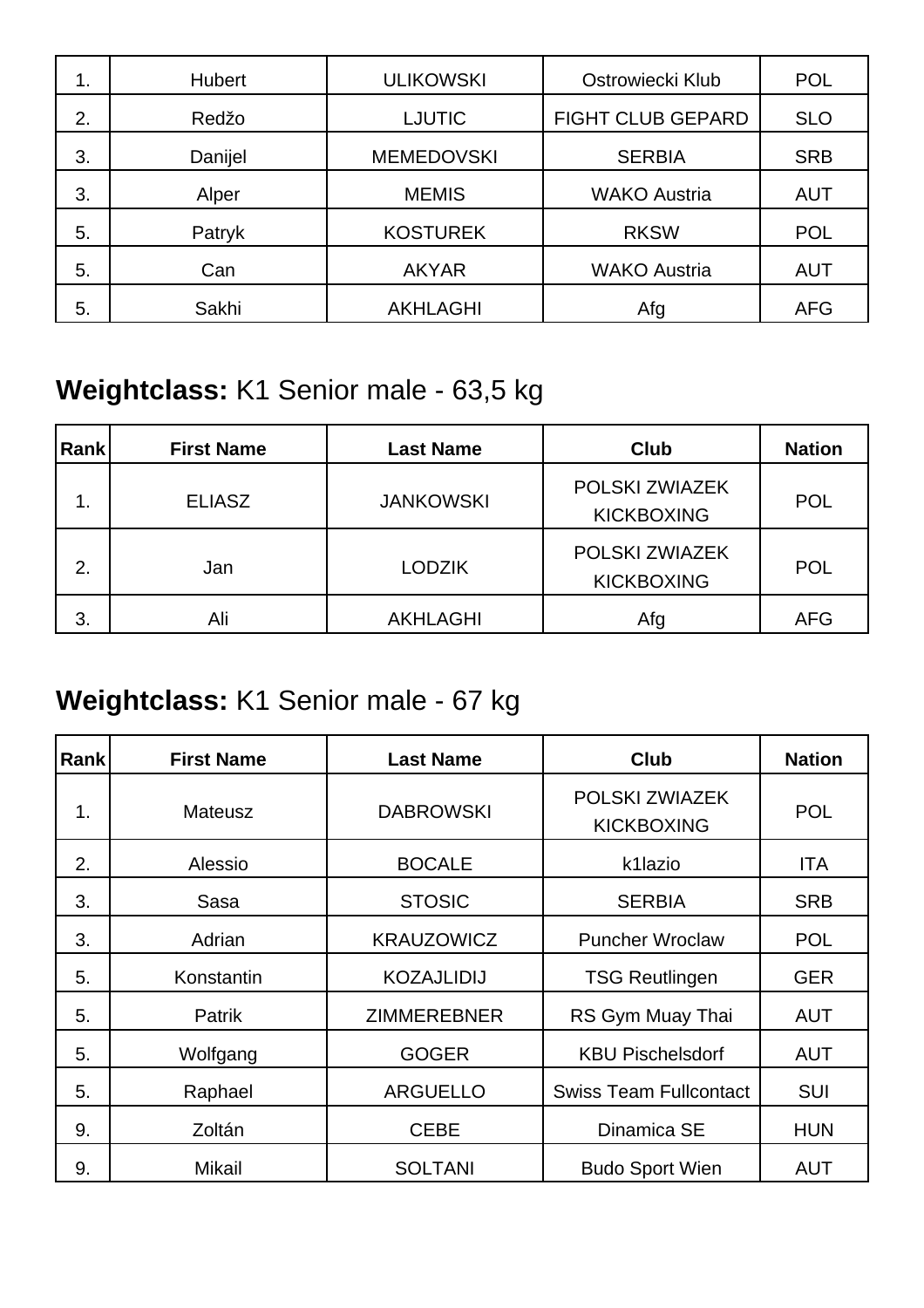| | | | | |
|---|---|---|---|---|
| 1. | Hubert | ULIKOWSKI | Ostrowiecki Klub | POL |
| 2. | Redžo | LJUTIC | FIGHT CLUB GEPARD | SLO |
| 3. | Danijel | MEMEDOVSKI | SERBIA | SRB |
| 3. | Alper | MEMIS | WAKO Austria | AUT |
| 5. | Patryk | KOSTUREK | RKSW | POL |
| 5. | Can | AKYAR | WAKO Austria | AUT |
| 5. | Sakhi | AKHLAGHI | Afg | AFG |

## **Weightclass:** K1 Senior male - 63,5 kg

| Rank | First Name | Last Name | Club | Nation |
|---|---|---|---|---|
| 1. | ELIASZ | JANKOWSKI | POLSKI ZWIAZEK KICKBOXING | POL |
| 2. | Jan | LODZIK | POLSKI ZWIAZEK KICKBOXING | POL |
| 3. | Ali | AKHLAGHI | Afg | AFG |

## **Weightclass:** K1 Senior male - 67 kg

| Rank | First Name | Last Name | Club | Nation |
|---|---|---|---|---|
| 1. | Mateusz | DABROWSKI | POLSKI ZWIAZEK KICKBOXING | POL |
| 2. | Alessio | BOCALE | k1lazio | ITA |
| 3. | Sasa | STOSIC | SERBIA | SRB |
| 3. | Adrian | KRAUZOWICZ | Puncher Wroclaw | POL |
| 5. | Konstantin | KOZAJLIDIJ | TSG Reutlingen | GER |
| 5. | Patrik | ZIMMEREBNER | RS Gym Muay Thai | AUT |
| 5. | Wolfgang | GOGER | KBU Pischelsdorf | AUT |
| 5. | Raphael | ARGUELLO | Swiss Team Fullcontact | SUI |
| 9. | Zoltán | CEBE | Dinamica SE | HUN |
| 9. | Mikail | SOLTANI | Budo Sport Wien | AUT |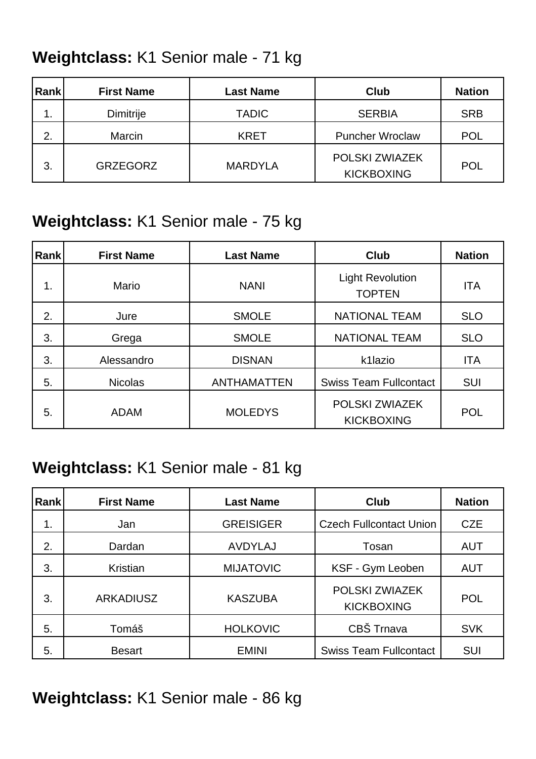**Weightclass:** K1 Senior male - 71 kg

| Rank | First Name | Last Name | Club | Nation |
| --- | --- | --- | --- | --- |
| 1. | Dimitrije | TADIC | SERBIA | SRB |
| 2. | Marcin | KRET | Puncher Wroclaw | POL |
| 3. | GRZEGORZ | MARDYLA | POLSKI ZWIAZEK KICKBOXING | POL |

**Weightclass:** K1 Senior male - 75 kg

| Rank | First Name | Last Name | Club | Nation |
| --- | --- | --- | --- | --- |
| 1. | Mario | NANI | Light Revolution TOPTEN | ITA |
| 2. | Jure | SMOLE | NATIONAL TEAM | SLO |
| 3. | Grega | SMOLE | NATIONAL TEAM | SLO |
| 3. | Alessandro | DISNAN | k1lazio | ITA |
| 5. | Nicolas | ANTHAMATTEN | Swiss Team Fullcontact | SUI |
| 5. | ADAM | MOLEDYS | POLSKI ZWIAZEK KICKBOXING | POL |

**Weightclass:** K1 Senior male - 81 kg

| Rank | First Name | Last Name | Club | Nation |
| --- | --- | --- | --- | --- |
| 1. | Jan | GREISIGER | Czech Fullcontact Union | CZE |
| 2. | Dardan | AVDYLAJ | Tosan | AUT |
| 3. | Kristian | MIJATOVIC | KSF - Gym Leoben | AUT |
| 3. | ARKADIUSZ | KASZUBA | POLSKI ZWIAZEK KICKBOXING | POL |
| 5. | Tomáš | HOLKOVIC | CBŠ Trnava | SVK |
| 5. | Besart | EMINI | Swiss Team Fullcontact | SUI |

**Weightclass:** K1 Senior male - 86 kg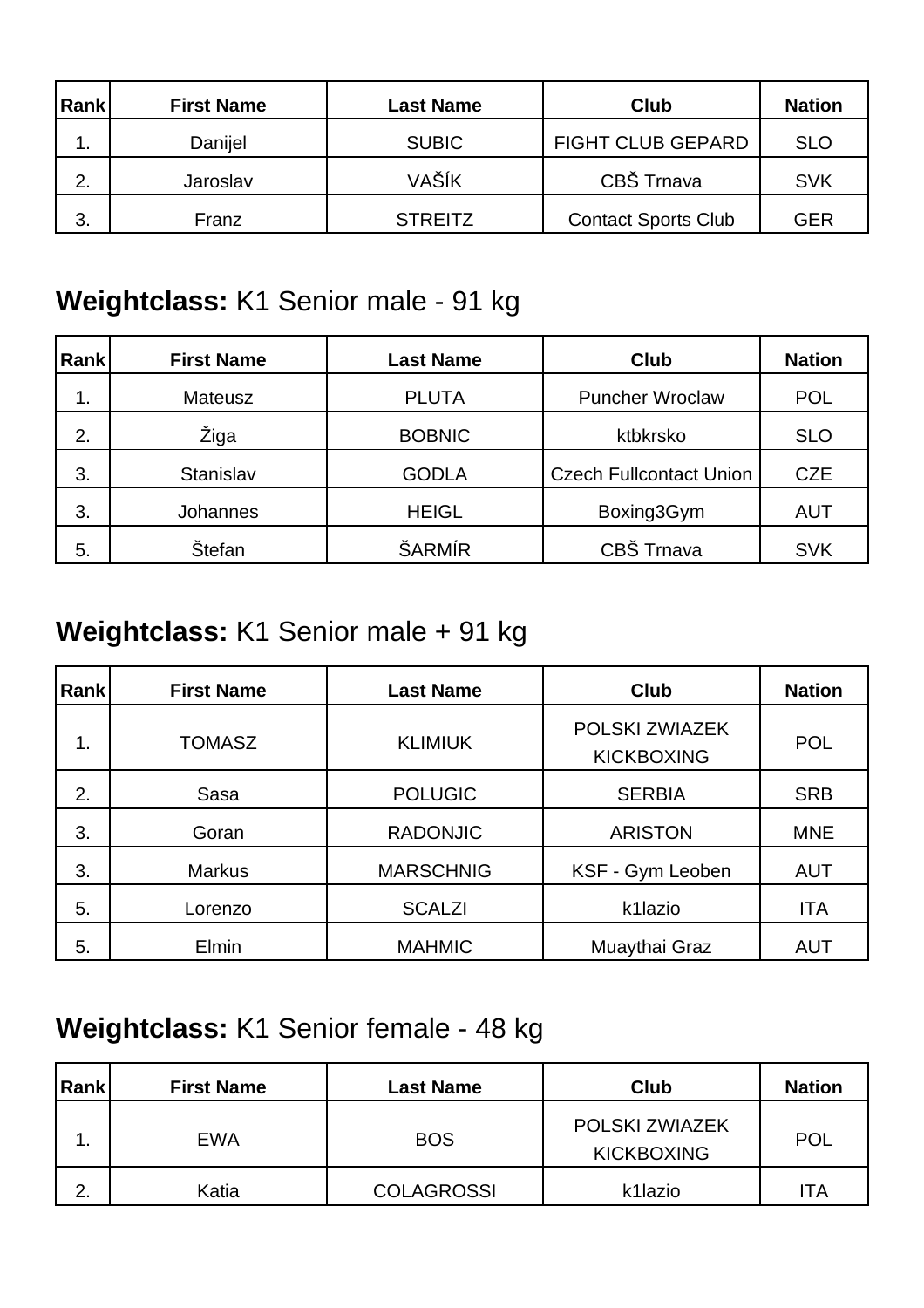| Rank | First Name | Last Name | Club | Nation |
|---|---|---|---|---|
| 1. | Danijel | SUBIC | FIGHT CLUB GEPARD | SLO |
| 2. | Jaroslav | VAŠÍK | CBŠ Trnava | SVK |
| 3. | Franz | STREITZ | Contact Sports Club | GER |

## **Weightclass:** K1 Senior male - 91 kg

| Rank | First Name | Last Name | Club | Nation |
|---|---|---|---|---|
| 1. | Mateusz | PLUTA | Puncher Wroclaw | POL |
| 2. | Žiga | BOBNIC | ktbkrsko | SLO |
| 3. | Stanislav | GODLA | Czech Fullcontact Union | CZE |
| 3. | Johannes | HEIGL | Boxing3Gym | AUT |
| 5. | Štefan | ŠARMÍR | CBŠ Trnava | SVK |

## **Weightclass:** K1 Senior male + 91 kg

| Rank | First Name | Last Name | Club | Nation |
|---|---|---|---|---|
| 1. | TOMASZ | KLIMIUK | POLSKI ZWIAZEK KICKBOXING | POL |
| 2. | Sasa | POLUGIC | SERBIA | SRB |
| 3. | Goran | RADONJIC | ARISTON | MNE |
| 3. | Markus | MARSCHNIG | KSF - Gym Leoben | AUT |
| 5. | Lorenzo | SCALZI | k1lazio | ITA |
| 5. | Elmin | MAHMIC | Muaythai Graz | AUT |

## **Weightclass:** K1 Senior female - 48 kg

| Rank | First Name | Last Name | Club | Nation |
|---|---|---|---|---|
| 1. | EWA | BOS | POLSKI ZWIAZEK KICKBOXING | POL |
| 2. | Katia | COLAGROSSI | k1lazio | ITA |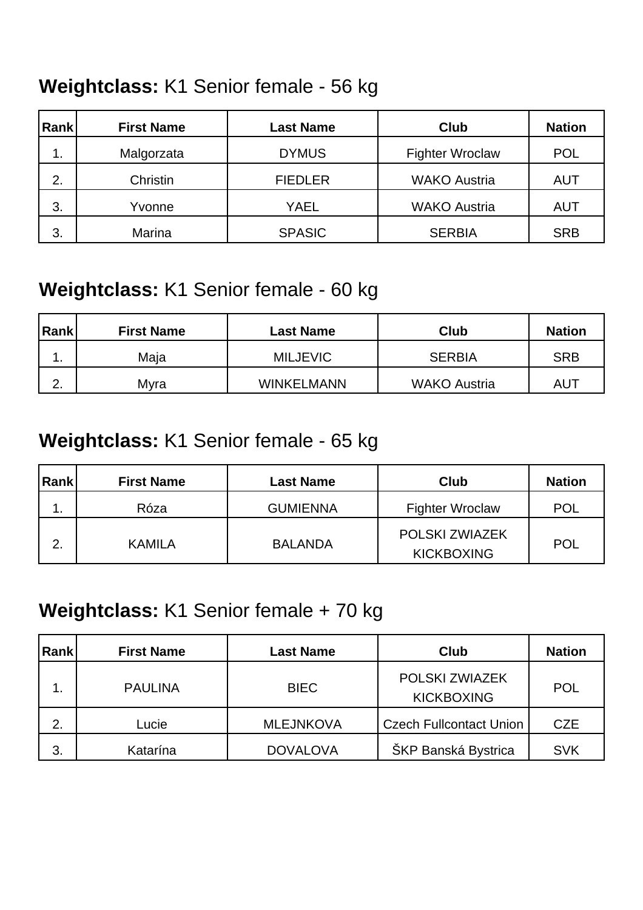## **Weightclass:** K1 Senior female - 56 kg

| Rank | First Name | Last Name | Club | Nation |
|---|---|---|---|---|
| 1. | Malgorzata | DYMUS | Fighter Wroclaw | POL |
| 2. | Christin | FIEDLER | WAKO Austria | AUT |
| 3. | Yvonne | YAEL | WAKO Austria | AUT |
| 3. | Marina | SPASIC | SERBIA | SRB |

## **Weightclass:** K1 Senior female - 60 kg

| Rank | First Name | Last Name | Club | Nation |
|---|---|---|---|---|
| 1. | Maja | MILJEVIC | SERBIA | SRB |
| 2. | Myra | WINKELMANN | WAKO Austria | AUT |

## **Weightclass:** K1 Senior female - 65 kg

| Rank | First Name | Last Name | Club | Nation |
|---|---|---|---|---|
| 1. | Róza | GUMIENNA | Fighter Wroclaw | POL |
| 2. | KAMILA | BALANDA | POLSKI ZWIAZEK KICKBOXING | POL |

## **Weightclass:** K1 Senior female + 70 kg

| Rank | First Name | Last Name | Club | Nation |
|---|---|---|---|---|
| 1. | PAULINA | BIEC | POLSKI ZWIAZEK KICKBOXING | POL |
| 2. | Lucie | MLEJNKOVA | Czech Fullcontact Union | CZE |
| 3. | Katarína | DOVALOVA | ŠKP Banská Bystrica | SVK |